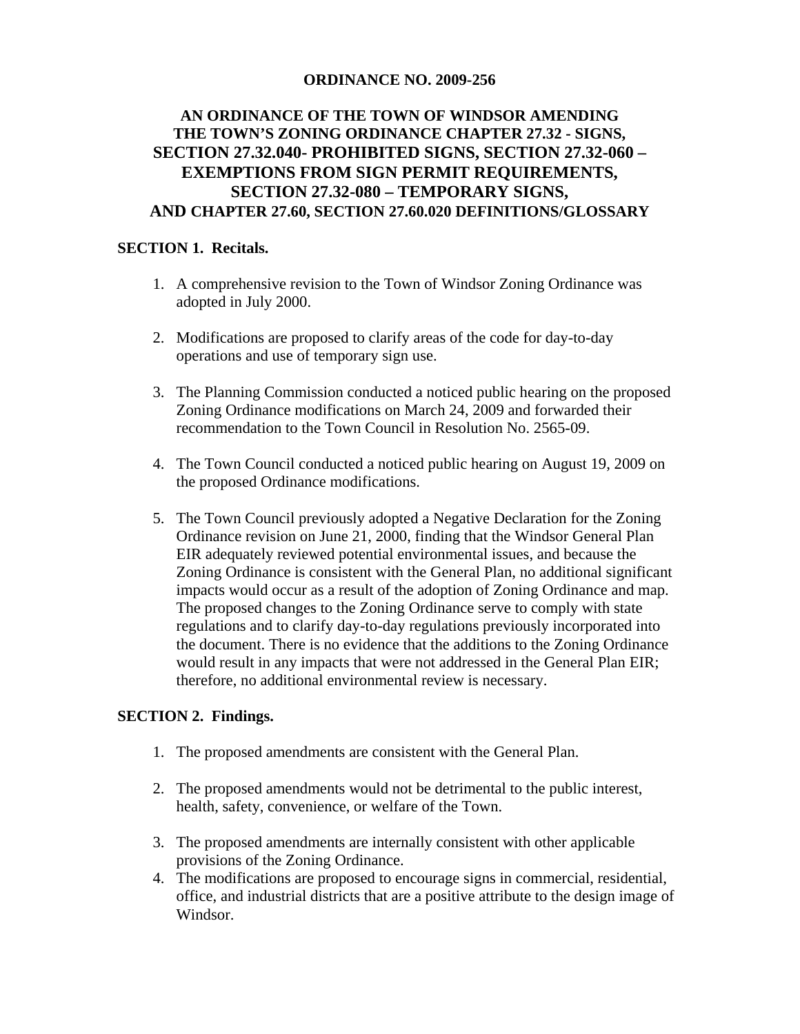**ORDINANCE NO. 2009-256**

**AN ORDINANCE OF THE TOWN OF WINDSOR AMENDING THE TOWN'S ZONING ORDINANCE CHAPTER 27.32 - SIGNS, SECTION 27.32.040- PROHIBITED SIGNS, SECTION 27.32-060 – EXEMPTIONS FROM SIGN PERMIT REQUIREMENTS, SECTION 27.32-080 – TEMPORARY SIGNS, AND CHAPTER 27.60, SECTION 27.60.020 DEFINITIONS/GLOSSARY**

## SECTION 1. Recitals.

1. A comprehensive revision to the Town of Windsor Zoning Ordinance was adopted in July 2000.

2. Modifications are proposed to clarify areas of the code for day-to-day operations and use of temporary sign use.

3. The Planning Commission conducted a noticed public hearing on the proposed Zoning Ordinance modifications on March 24, 2009 and forwarded their recommendation to the Town Council in Resolution No. 2565-09.

4. The Town Council conducted a noticed public hearing on August 19, 2009 on the proposed Ordinance modifications.

5. The Town Council previously adopted a Negative Declaration for the Zoning Ordinance revision on June 21, 2000, finding that the Windsor General Plan EIR adequately reviewed potential environmental issues, and because the Zoning Ordinance is consistent with the General Plan, no additional significant impacts would occur as a result of the adoption of Zoning Ordinance and map. The proposed changes to the Zoning Ordinance serve to comply with state regulations and to clarify day-to-day regulations previously incorporated into the document. There is no evidence that the additions to the Zoning Ordinance would result in any impacts that were not addressed in the General Plan EIR; therefore, no additional environmental review is necessary.

## SECTION 2. Findings.

1. The proposed amendments are consistent with the General Plan.

2. The proposed amendments would not be detrimental to the public interest, health, safety, convenience, or welfare of the Town.

3. The proposed amendments are internally consistent with other applicable provisions of the Zoning Ordinance.
4. The modifications are proposed to encourage signs in commercial, residential, office, and industrial districts that are a positive attribute to the design image of Windsor.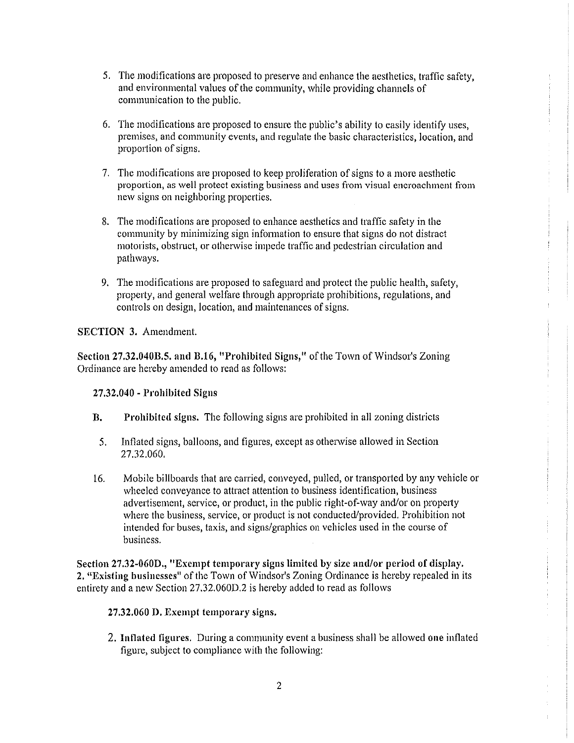5. The modifications are proposed to preserve and enhance the aesthetics, traffic safety, and environmental values of the community, while providing channels of communication to the public.

6. The modifications are proposed to ensure the public's ability to easily identify uses, premises, and community events, and regulate the basic characteristics, location, and proportion of signs.

7. The modifications are proposed to keep proliferation of signs to a more aesthetic proportion, as well protect existing business and uses from visual encroachment from new signs on neighboring properties.

8. The modifications are proposed to enhance aesthetics and traffic safety in the community by minimizing sign information to ensure that signs do not distract motorists, obstruct, or otherwise impede traffic and pedestrian circulation and pathways.

9. The modifications are proposed to safeguard and protect the public health, safety, property, and general welfare through appropriate prohibitions, regulations, and controls on design, location, and maintenances of signs.

**SECTION 3.** Amendment.

**Section 27.32.040B.5. and B.16, "Prohibited Signs,"** of the Town of Windsor's Zoning Ordinance are hereby amended to read as follows:

**27.32.040 - Prohibited Signs**

**B. Prohibited signs.** The following signs are prohibited in all zoning districts

5. Inflated signs, balloons, and figures, except as otherwise allowed in Section 27.32.060.

16. Mobile billboards that are carried, conveyed, pulled, or transported by any vehicle or wheeled conveyance to attract attention to business identification, business advertisement, service, or product, in the public right-of-way and/or on property where the business, service, or product is not conducted/provided. Prohibition not intended for buses, taxis, and signs/graphics on vehicles used in the course of business.

**Section 27.32-060D., "Exempt temporary signs limited by size and/or period of display. 2. "Existing businesses"** of the Town of Windsor's Zoning Ordinance is hereby repealed in its entirety and a new Section 27.32.060D.2 is hereby added to read as follows

**27.32.060 D. Exempt temporary signs.**

2. **Inflated figures.** During a community event a business shall be allowed one inflated figure, subject to compliance with the following: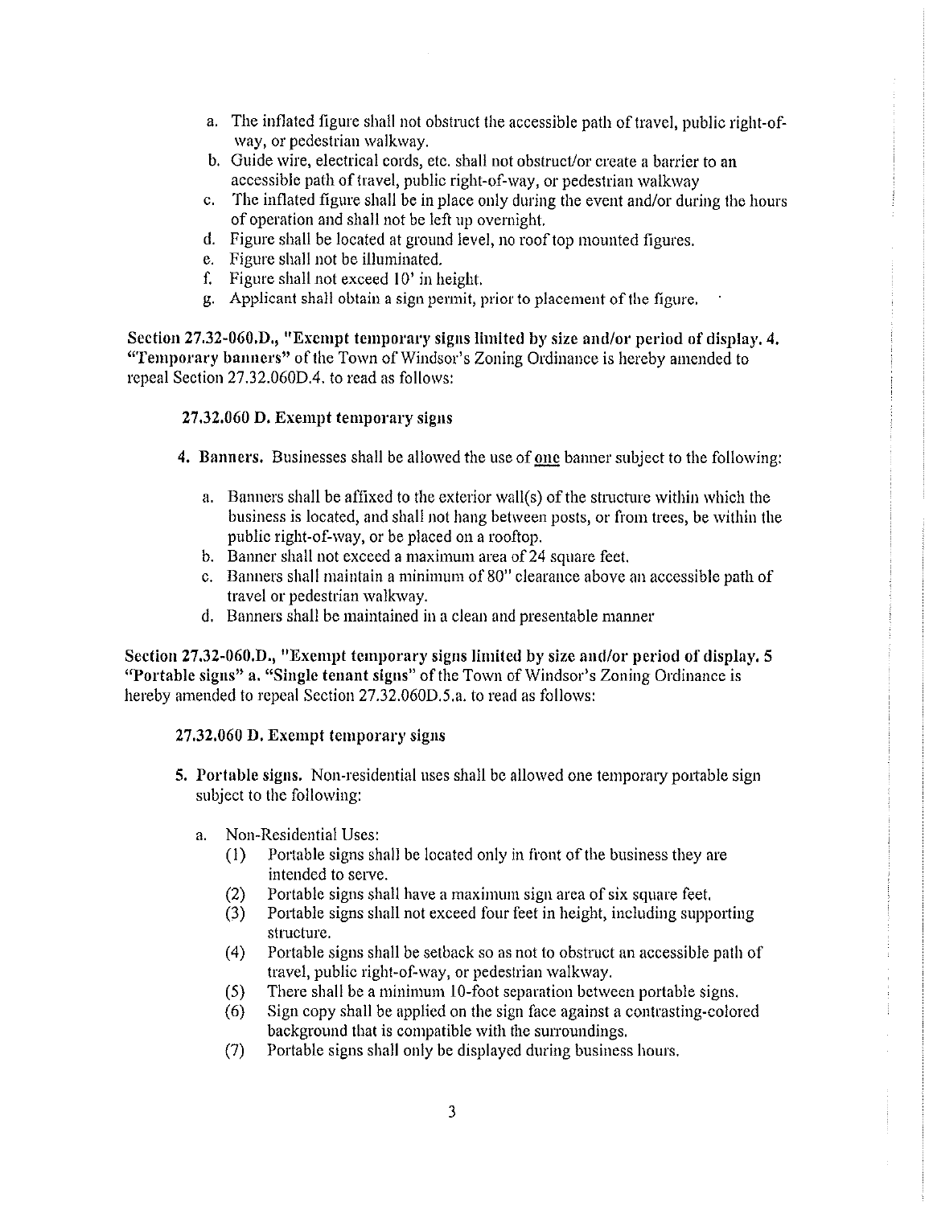a. The inflated figure shall not obstruct the accessible path of travel, public right-of-way, or pedestrian walkway.
b. Guide wire, electrical cords, etc. shall not obstruct/or create a barrier to an accessible path of travel, public right-of-way, or pedestrian walkway
c. The inflated figure shall be in place only during the event and/or during the hours of operation and shall not be left up overnight.
d. Figure shall be located at ground level, no roof top mounted figures.
e. Figure shall not be illuminated.
f. Figure shall not exceed 10' in height.
g. Applicant shall obtain a sign permit, prior to placement of the figure.

**Section 27.32-060.D., "Exempt temporary signs limited by size and/or period of display. 4. "Temporary banners"** of the Town of Windsor's Zoning Ordinance is hereby amended to repeal Section 27.32.060D.4. to read as follows:

**27.32.060 D. Exempt temporary signs**

**4. Banners.** Businesses shall be allowed the use of <u>one</u> banner subject to the following:

a. Banners shall be affixed to the exterior wall(s) of the structure within which the business is located, and shall not hang between posts, or from trees, be within the public right-of-way, or be placed on a rooftop.
b. Banner shall not exceed a maximum area of 24 square feet.
c. Banners shall maintain a minimum of 80" clearance above an accessible path of travel or pedestrian walkway.
d. Banners shall be maintained in a clean and presentable manner

**Section 27.32-060.D., "Exempt temporary signs limited by size and/or period of display. 5 "Portable signs" a. "Single tenant signs"** of the Town of Windsor's Zoning Ordinance is hereby amended to repeal Section 27.32.060D.5.a. to read as follows:

**27.32.060 D. Exempt temporary signs**

**5. Portable signs.** Non-residential uses shall be allowed one temporary portable sign subject to the following:

a. Non-Residential Uses:
   (1) Portable signs shall be located only in front of the business they are intended to serve.
   (2) Portable signs shall have a maximum sign area of six square feet.
   (3) Portable signs shall not exceed four feet in height, including supporting structure.
   (4) Portable signs shall be setback so as not to obstruct an accessible path of travel, public right-of-way, or pedestrian walkway.
   (5) There shall be a minimum 10-foot separation between portable signs.
   (6) Sign copy shall be applied on the sign face against a contrasting-colored background that is compatible with the surroundings.
   (7) Portable signs shall only be displayed during business hours.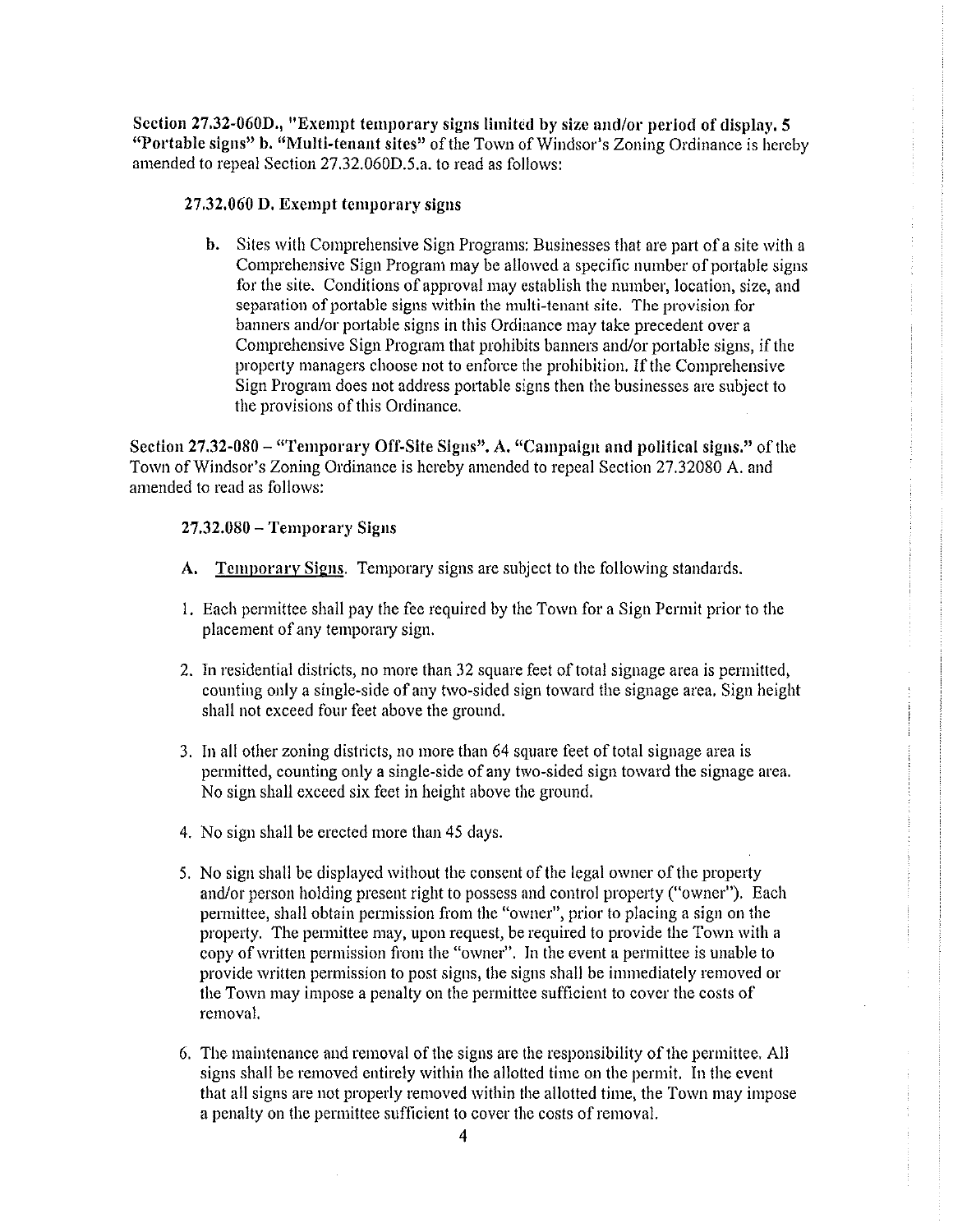**Section 27.32-060D., "Exempt temporary signs limited by size and/or period of display. 5 "Portable signs" b. "Multi-tenant sites"** of the Town of Windsor's Zoning Ordinance is hereby amended to repeal Section 27.32.060D.5.a. to read as follows:

**27.32.060 D. Exempt temporary signs**

b. Sites with Comprehensive Sign Programs: Businesses that are part of a site with a Comprehensive Sign Program may be allowed a specific number of portable signs for the site. Conditions of approval may establish the number, location, size, and separation of portable signs within the multi-tenant site. The provision for banners and/or portable signs in this Ordinance may take precedent over a Comprehensive Sign Program that prohibits banners and/or portable signs, if the property managers choose not to enforce the prohibition. If the Comprehensive Sign Program does not address portable signs then the businesses are subject to the provisions of this Ordinance.

**Section 27.32-080 – "Temporary Off-Site Signs". A. "Campaign and political signs."** of the Town of Windsor's Zoning Ordinance is hereby amended to repeal Section 27.32080 A. and amended to read as follows:

**27.32.080 – Temporary Signs**

A. <u>Temporary Signs</u>. Temporary signs are subject to the following standards.

1. Each permittee shall pay the fee required by the Town for a Sign Permit prior to the placement of any temporary sign.

2. In residential districts, no more than 32 square feet of total signage area is permitted, counting only a single-side of any two-sided sign toward the signage area. Sign height shall not exceed four feet above the ground.

3. In all other zoning districts, no more than 64 square feet of total signage area is permitted, counting only a single-side of any two-sided sign toward the signage area. No sign shall exceed six feet in height above the ground.

4. No sign shall be erected more than 45 days.

5. No sign shall be displayed without the consent of the legal owner of the property and/or person holding present right to possess and control property ("owner"). Each permittee, shall obtain permission from the "owner", prior to placing a sign on the property. The permittee may, upon request, be required to provide the Town with a copy of written permission from the "owner". In the event a permittee is unable to provide written permission to post signs, the signs shall be immediately removed or the Town may impose a penalty on the permittee sufficient to cover the costs of removal.

6. The maintenance and removal of the signs are the responsibility of the permittee. All signs shall be removed entirely within the allotted time on the permit. In the event that all signs are not properly removed within the allotted time, the Town may impose a penalty on the permittee sufficient to cover the costs of removal.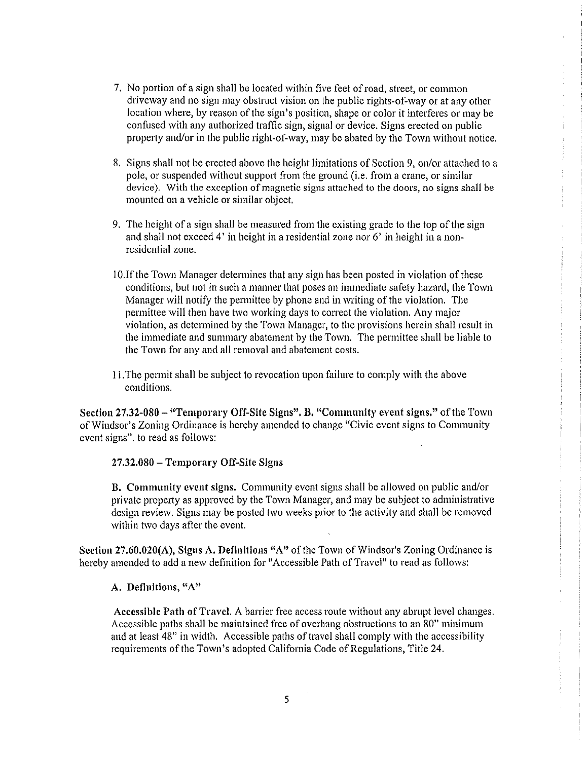7. No portion of a sign shall be located within five feet of road, street, or common driveway and no sign may obstruct vision on the public rights-of-way or at any other location where, by reason of the sign's position, shape or color it interferes or may be confused with any authorized traffic sign, signal or device. Signs erected on public property and/or in the public right-of-way, may be abated by the Town without notice.

8. Signs shall not be erected above the height limitations of Section 9, on/or attached to a pole, or suspended without support from the ground (i.e. from a crane, or similar device). With the exception of magnetic signs attached to the doors, no signs shall be mounted on a vehicle or similar object.

9. The height of a sign shall be measured from the existing grade to the top of the sign and shall not exceed 4' in height in a residential zone nor 6' in height in a non-residential zone.

10. If the Town Manager determines that any sign has been posted in violation of these conditions, but not in such a manner that poses an immediate safety hazard, the Town Manager will notify the permittee by phone and in writing of the violation. The permittee will then have two working days to correct the violation. Any major violation, as determined by the Town Manager, to the provisions herein shall result in the immediate and summary abatement by the Town. The permittee shall be liable to the Town for any and all removal and abatement costs.

11. The permit shall be subject to revocation upon failure to comply with the above conditions.

**Section 27.32-080 – "Temporary Off-Site Signs". B. "Community event signs,"** of the Town of Windsor's Zoning Ordinance is hereby amended to change "Civic event signs to Community event signs". to read as follows:

**27.32.080 – Temporary Off-Site Signs**

**B. Community event signs.** Community event signs shall be allowed on public and/or private property as approved by the Town Manager, and may be subject to administrative design review. Signs may be posted two weeks prior to the activity and shall be removed within two days after the event.

**Section 27.60.020(A), Signs A. Definitions "A"** of the Town of Windsor's Zoning Ordinance is hereby amended to add a new definition for "Accessible Path of Travel" to read as follows:

**A. Definitions, "A"**

**Accessible Path of Travel.** A barrier free access route without any abrupt level changes. Accessible paths shall be maintained free of overhang obstructions to an 80" minimum and at least 48" in width. Accessible paths of travel shall comply with the accessibility requirements of the Town's adopted California Code of Regulations, Title 24.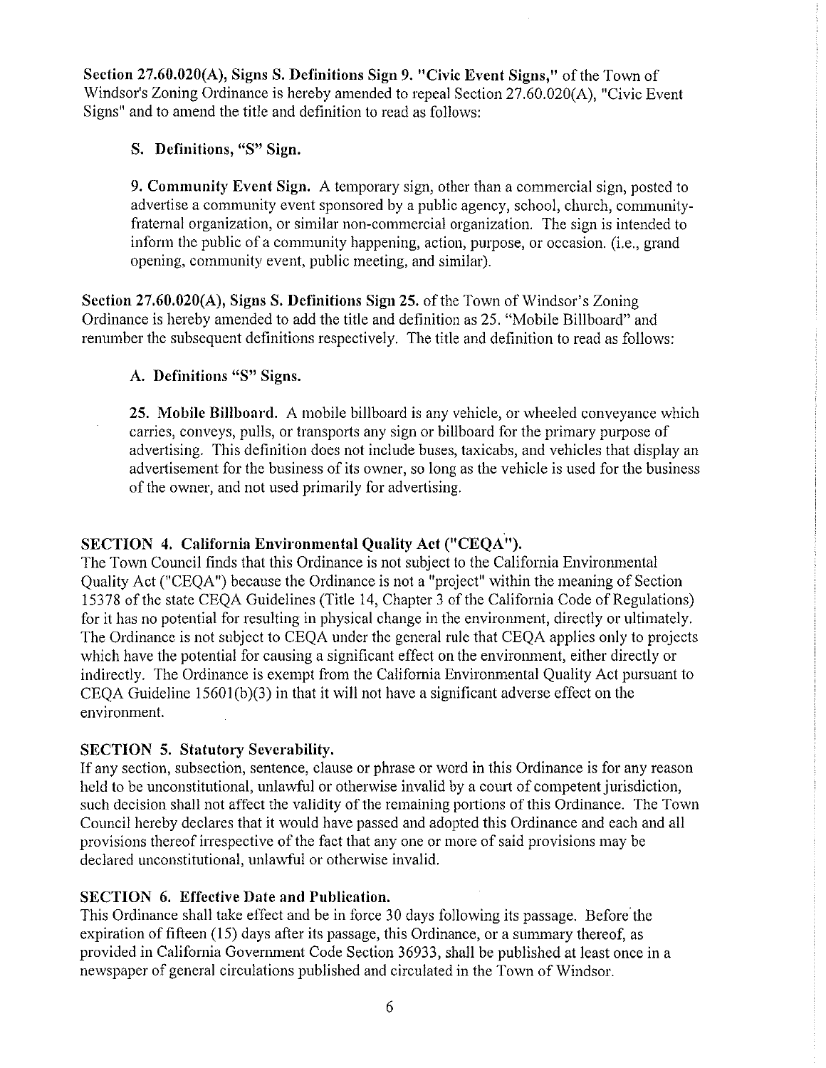**Section 27.60.020(A), Signs S. Definitions Sign 9. "Civic Event Signs,"** of the Town of Windsor's Zoning Ordinance is hereby amended to repeal Section 27.60.020(A), "Civic Event Signs" and to amend the title and definition to read as follows:

> **S. Definitions, "S" Sign.**
>
> **9. Community Event Sign.** A temporary sign, other than a commercial sign, posted to advertise a community event sponsored by a public agency, school, church, community-fraternal organization, or similar non-commercial organization. The sign is intended to inform the public of a community happening, action, purpose, or occasion. (i.e., grand opening, community event, public meeting, and similar).

**Section 27.60.020(A), Signs S. Definitions Sign 25.** of the Town of Windsor's Zoning Ordinance is hereby amended to add the title and definition as 25. "Mobile Billboard" and renumber the subsequent definitions respectively. The title and definition to read as follows:

> **A. Definitions "S" Signs.**
>
> **25. Mobile Billboard.** A mobile billboard is any vehicle, or wheeled conveyance which carries, conveys, pulls, or transports any sign or billboard for the primary purpose of advertising. This definition does not include buses, taxicabs, and vehicles that display an advertisement for the business of its owner, so long as the vehicle is used for the business of the owner, and not used primarily for advertising.

### SECTION 4. California Environmental Quality Act ("CEQA").

The Town Council finds that this Ordinance is not subject to the California Environmental Quality Act ("CEQA") because the Ordinance is not a "project" within the meaning of Section 15378 of the state CEQA Guidelines (Title 14, Chapter 3 of the California Code of Regulations) for it has no potential for resulting in physical change in the environment, directly or ultimately. The Ordinance is not subject to CEQA under the general rule that CEQA applies only to projects which have the potential for causing a significant effect on the environment, either directly or indirectly. The Ordinance is exempt from the California Environmental Quality Act pursuant to CEQA Guideline 15601(b)(3) in that it will not have a significant adverse effect on the environment.

### SECTION 5. Statutory Severability.

If any section, subsection, sentence, clause or phrase or word in this Ordinance is for any reason held to be unconstitutional, unlawful or otherwise invalid by a court of competent jurisdiction, such decision shall not affect the validity of the remaining portions of this Ordinance. The Town Council hereby declares that it would have passed and adopted this Ordinance and each and all provisions thereof irrespective of the fact that any one or more of said provisions may be declared unconstitutional, unlawful or otherwise invalid.

### SECTION 6. Effective Date and Publication.

This Ordinance shall take effect and be in force 30 days following its passage. Before the expiration of fifteen (15) days after its passage, this Ordinance, or a summary thereof, as provided in California Government Code Section 36933, shall be published at least once in a newspaper of general circulations published and circulated in the Town of Windsor.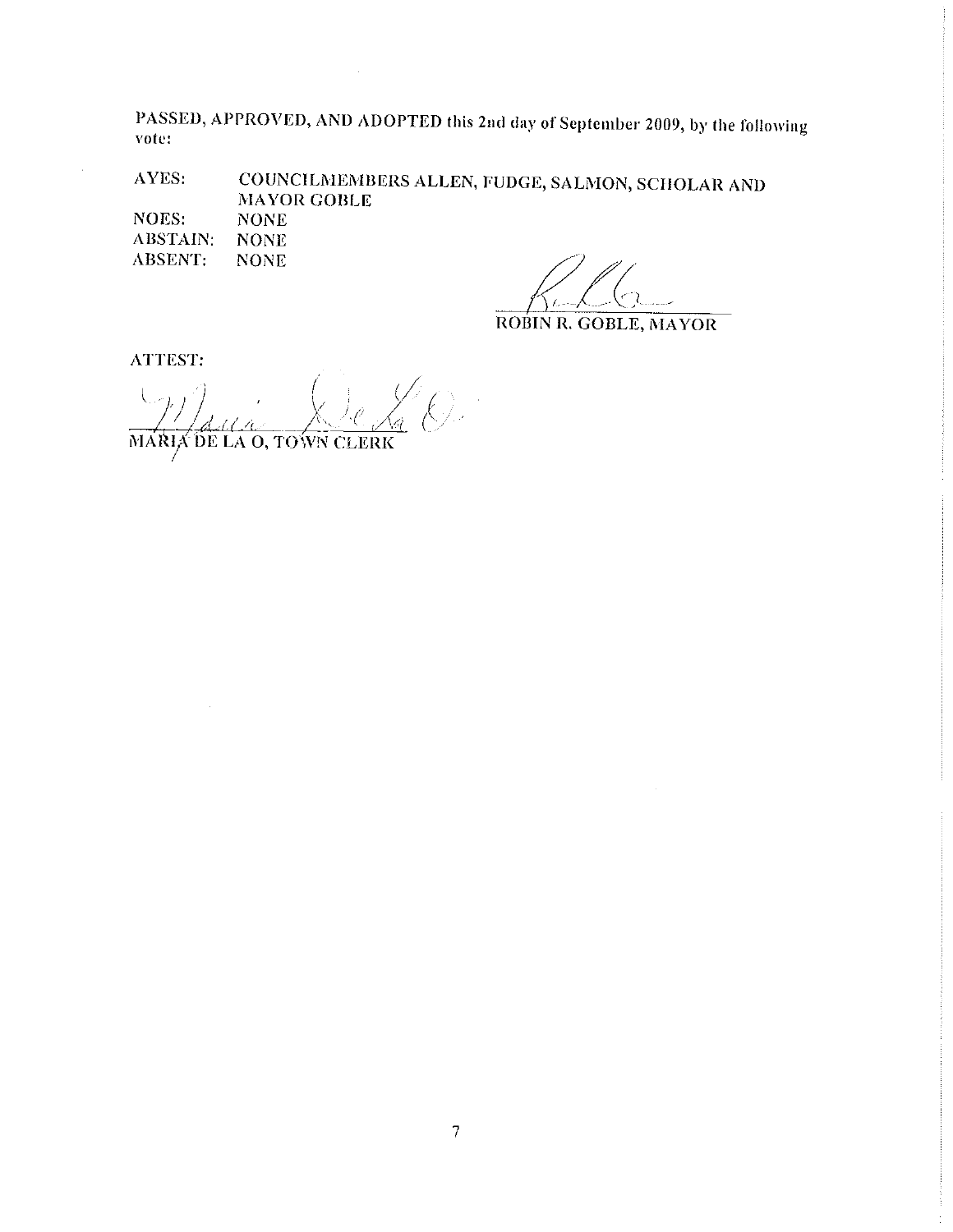**PASSED, APPROVED, AND ADOPTED** this 2nd day of September 2009, by the following vote:

| | |
|---|---|
| AYES: | COUNCILMEMBERS ALLEN, FUDGE, SALMON, SCHOLAR AND MAYOR GOBLE |
| NOES: | NONE |
| ABSTAIN: | NONE |
| ABSENT: | NONE |

ROBIN R. GOBLE, MAYOR

ATTEST:

MARIA DE LA O, TOWN CLERK